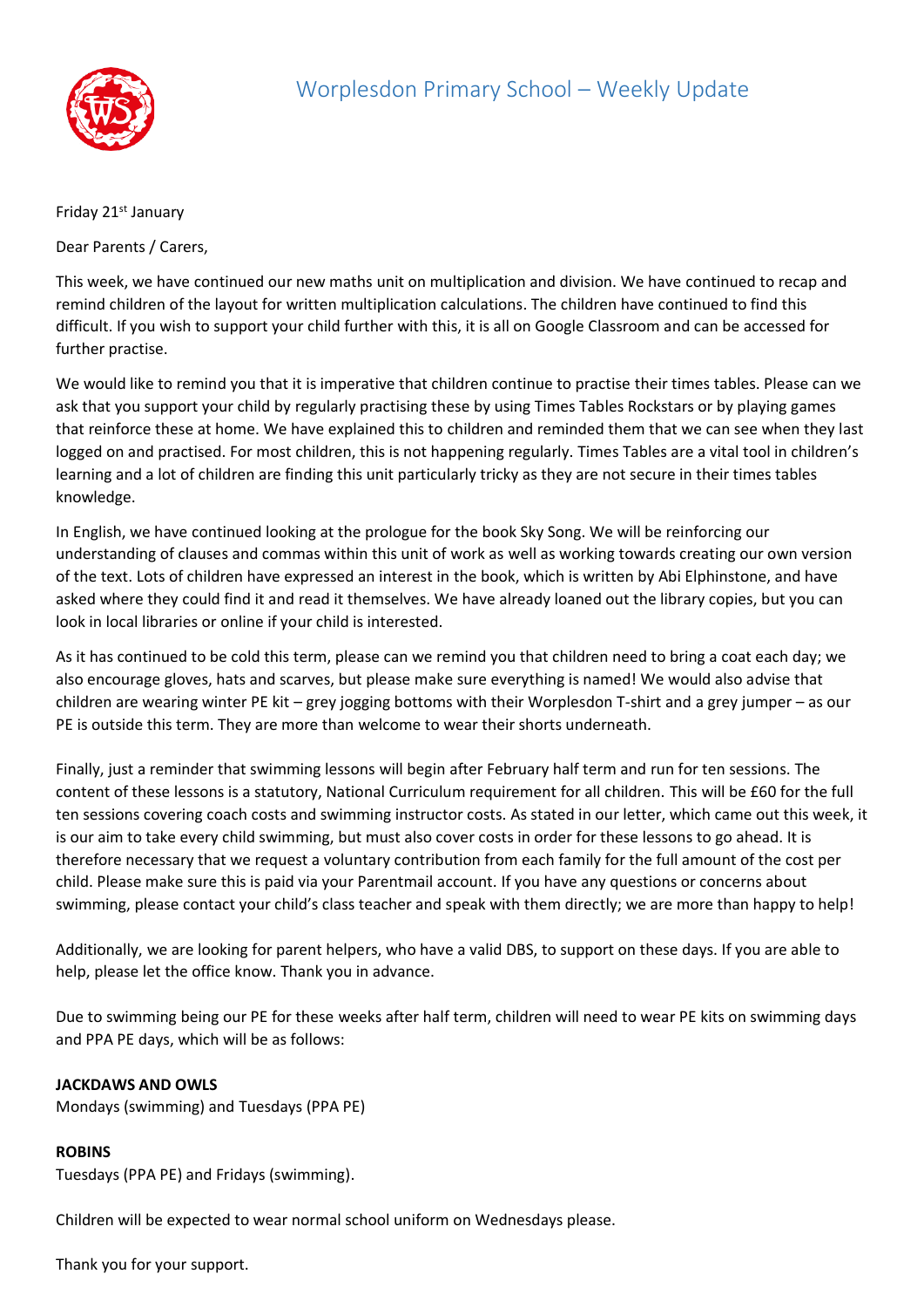# Worplesdon Primary School – Weekly Update

Friday 21st January

Dear Parents / Carers,

This week, we have continued our new maths unit on multiplication and division. We have continued to recap and remind children of the layout for written multiplication calculations. The children have continued to find this difficult. If you wish to support your child further with this, it is all on Google Classroom and can be accessed for further practise.

We would like to remind you that it is imperative that children continue to practise their times tables. Please can we ask that you support your child by regularly practising these by using Times Tables Rockstars or by playing games that reinforce these at home. We have explained this to children and reminded them that we can see when they last logged on and practised. For most children, this is not happening regularly. Times Tables are a vital tool in children's learning and a lot of children are finding this unit particularly tricky as they are not secure in their times tables knowledge.

In English, we have continued looking at the prologue for the book Sky Song. We will be reinforcing our understanding of clauses and commas within this unit of work as well as working towards creating our own version of the text. Lots of children have expressed an interest in the book, which is written by Abi Elphinstone, and have asked where they could find it and read it themselves. We have already loaned out the library copies, but you can look in local libraries or online if your child is interested.

As it has continued to be cold this term, please can we remind you that children need to bring a coat each day; we also encourage gloves, hats and scarves, but please make sure everything is named! We would also advise that children are wearing winter PE kit – grey jogging bottoms with their Worplesdon T-shirt and a grey jumper – as our PE is outside this term. They are more than welcome to wear their shorts underneath.

Finally, just a reminder that swimming lessons will begin after February half term and run for ten sessions. The content of these lessons is a statutory, National Curriculum requirement for all children. This will be £60 for the full ten sessions covering coach costs and swimming instructor costs. As stated in our letter, which came out this week, it is our aim to take every child swimming, but must also cover costs in order for these lessons to go ahead. It is therefore necessary that we request a voluntary contribution from each family for the full amount of the cost per child. Please make sure this is paid via your Parentmail account. If you have any questions or concerns about swimming, please contact your child's class teacher and speak with them directly; we are more than happy to help!

Additionally, we are looking for parent helpers, who have a valid DBS, to support on these days. If you are able to help, please let the office know. Thank you in advance.

Due to swimming being our PE for these weeks after half term, children will need to wear PE kits on swimming days and PPA PE days, which will be as follows:

**JACKDAWS AND OWLS**
Mondays (swimming) and Tuesdays (PPA PE)

**ROBINS**
Tuesdays (PPA PE) and Fridays (swimming).

Children will be expected to wear normal school uniform on Wednesdays please.

Thank you for your support.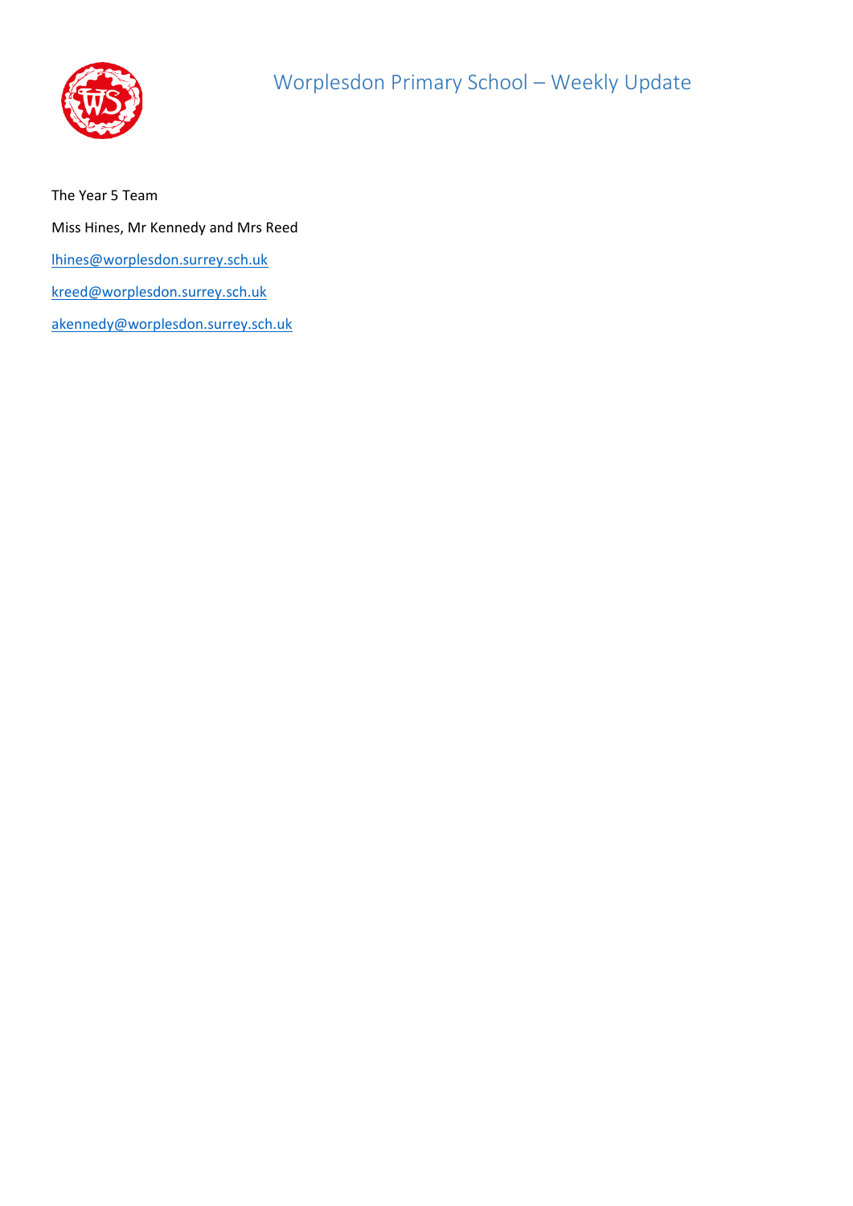Worplesdon Primary School – Weekly Update

The Year 5 Team

Miss Hines, Mr Kennedy and Mrs Reed

lhines@worplesdon.surrey.sch.uk

kreed@worplesdon.surrey.sch.uk

akennedy@worplesdon.surrey.sch.uk